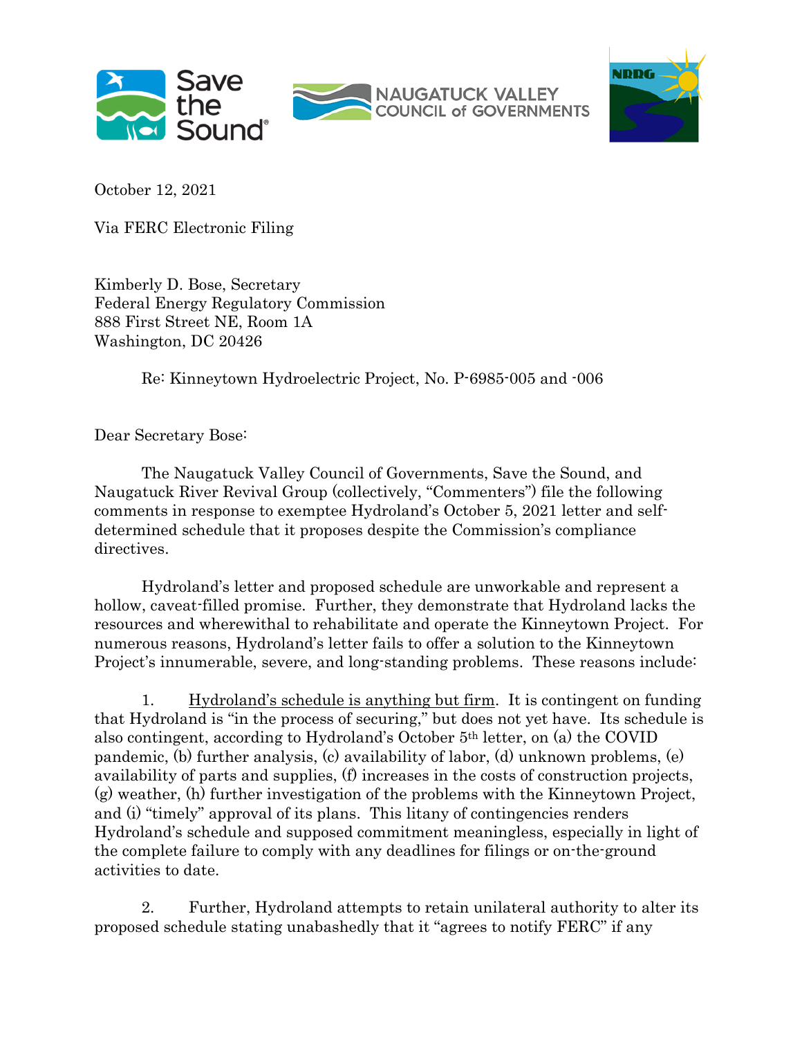October 12, 2021

Via FERC Electronic Filing

Kimberly D. Bose, Secretary
Federal Energy Regulatory Commission
888 First Street NE, Room 1A
Washington, DC 20426

Re: Kinneytown Hydroelectric Project, No. P-6985-005 and -006

Dear Secretary Bose:

The Naugatuck Valley Council of Governments, Save the Sound, and Naugatuck River Revival Group (collectively, "Commenters") file the following comments in response to exemptee Hydroland's October 5, 2021 letter and self-determined schedule that it proposes despite the Commission's compliance directives.

Hydroland's letter and proposed schedule are unworkable and represent a hollow, caveat-filled promise. Further, they demonstrate that Hydroland lacks the resources and wherewithal to rehabilitate and operate the Kinneytown Project. For numerous reasons, Hydroland's letter fails to offer a solution to the Kinneytown Project's innumerable, severe, and long-standing problems. These reasons include:

1. Hydroland's schedule is anything but firm. It is contingent on funding that Hydroland is "in the process of securing," but does not yet have. Its schedule is also contingent, according to Hydroland's October 5th letter, on (a) the COVID pandemic, (b) further analysis, (c) availability of labor, (d) unknown problems, (e) availability of parts and supplies, (f) increases in the costs of construction projects, (g) weather, (h) further investigation of the problems with the Kinneytown Project, and (i) "timely" approval of its plans. This litany of contingencies renders Hydroland's schedule and supposed commitment meaningless, especially in light of the complete failure to comply with any deadlines for filings or on-the-ground activities to date.

2. Further, Hydroland attempts to retain unilateral authority to alter its proposed schedule stating unabashedly that it "agrees to notify FERC" if any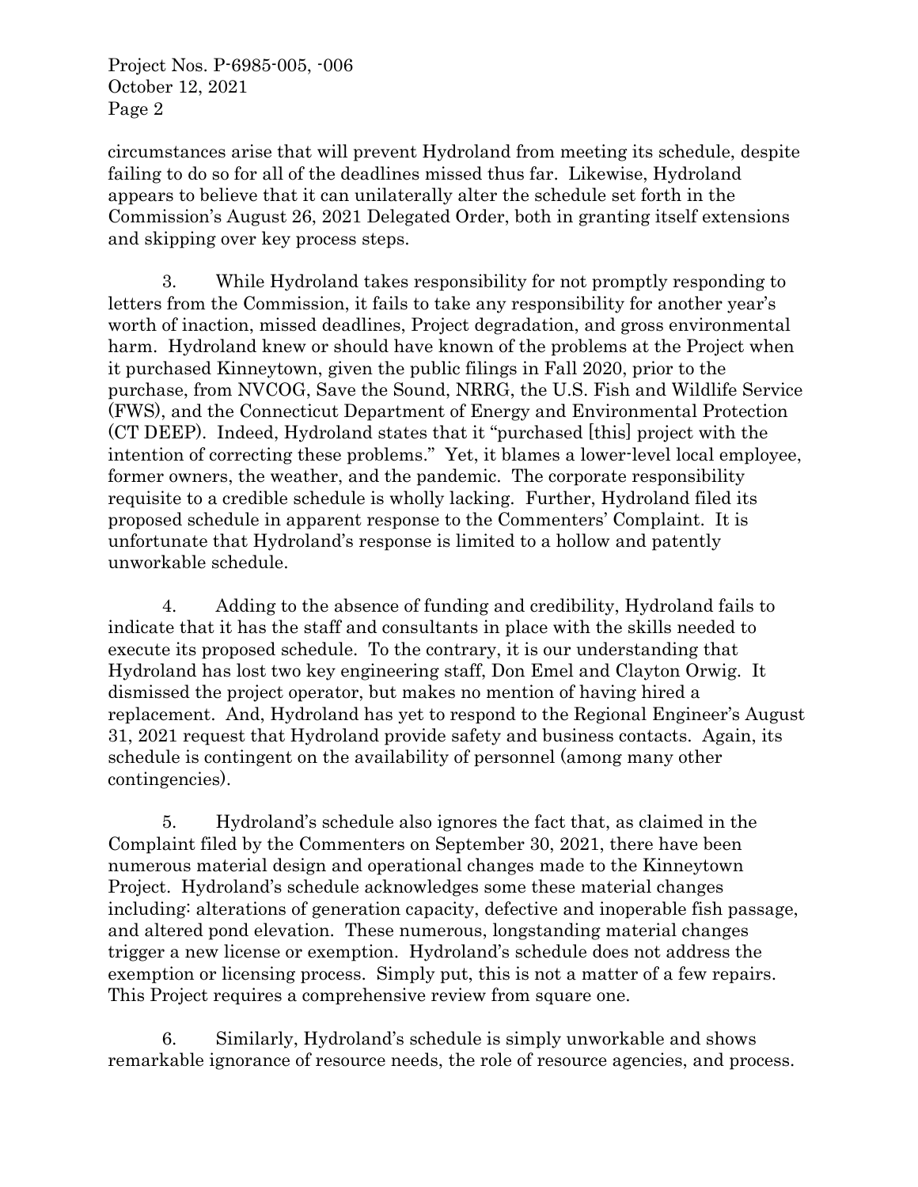circumstances arise that will prevent Hydroland from meeting its schedule, despite failing to do so for all of the deadlines missed thus far. Likewise, Hydroland appears to believe that it can unilaterally alter the schedule set forth in the Commission's August 26, 2021 Delegated Order, both in granting itself extensions and skipping over key process steps.

3. While Hydroland takes responsibility for not promptly responding to letters from the Commission, it fails to take any responsibility for another year's worth of inaction, missed deadlines, Project degradation, and gross environmental harm. Hydroland knew or should have known of the problems at the Project when it purchased Kinneytown, given the public filings in Fall 2020, prior to the purchase, from NVCOG, Save the Sound, NRRG, the U.S. Fish and Wildlife Service (FWS), and the Connecticut Department of Energy and Environmental Protection (CT DEEP). Indeed, Hydroland states that it "purchased [this] project with the intention of correcting these problems." Yet, it blames a lower-level local employee, former owners, the weather, and the pandemic. The corporate responsibility requisite to a credible schedule is wholly lacking. Further, Hydroland filed its proposed schedule in apparent response to the Commenters' Complaint. It is unfortunate that Hydroland's response is limited to a hollow and patently unworkable schedule.

4. Adding to the absence of funding and credibility, Hydroland fails to indicate that it has the staff and consultants in place with the skills needed to execute its proposed schedule. To the contrary, it is our understanding that Hydroland has lost two key engineering staff, Don Emel and Clayton Orwig. It dismissed the project operator, but makes no mention of having hired a replacement. And, Hydroland has yet to respond to the Regional Engineer's August 31, 2021 request that Hydroland provide safety and business contacts. Again, its schedule is contingent on the availability of personnel (among many other contingencies).

5. Hydroland's schedule also ignores the fact that, as claimed in the Complaint filed by the Commenters on September 30, 2021, there have been numerous material design and operational changes made to the Kinneytown Project. Hydroland's schedule acknowledges some these material changes including: alterations of generation capacity, defective and inoperable fish passage, and altered pond elevation. These numerous, longstanding material changes trigger a new license or exemption. Hydroland's schedule does not address the exemption or licensing process. Simply put, this is not a matter of a few repairs. This Project requires a comprehensive review from square one.

6. Similarly, Hydroland's schedule is simply unworkable and shows remarkable ignorance of resource needs, the role of resource agencies, and process.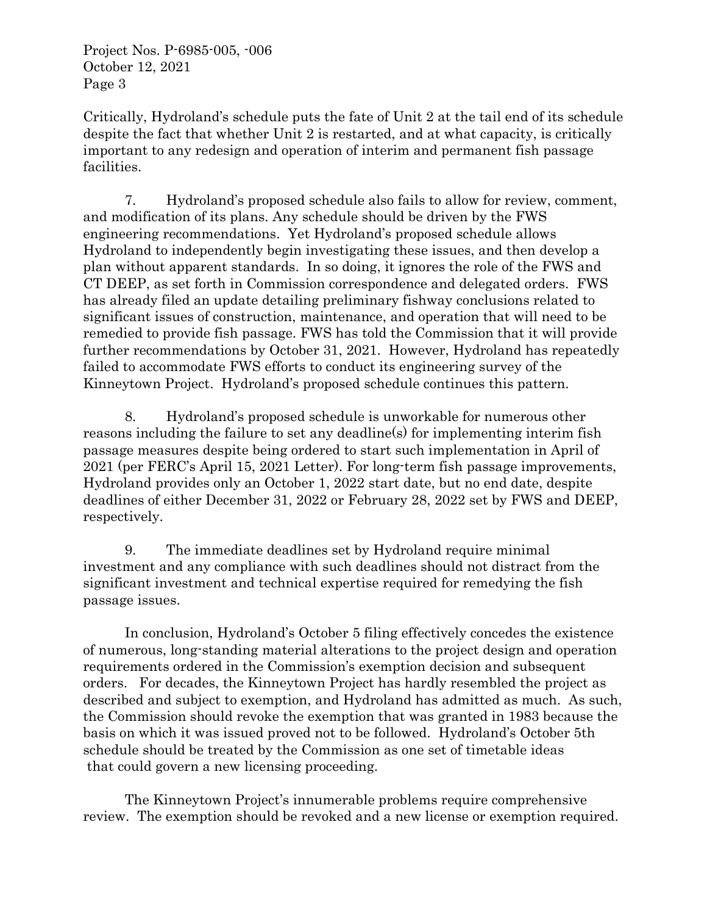Critically, Hydroland's schedule puts the fate of Unit 2 at the tail end of its schedule despite the fact that whether Unit 2 is restarted, and at what capacity, is critically important to any redesign and operation of interim and permanent fish passage facilities.

7. Hydroland's proposed schedule also fails to allow for review, comment, and modification of its plans. Any schedule should be driven by the FWS engineering recommendations. Yet Hydroland's proposed schedule allows Hydroland to independently begin investigating these issues, and then develop a plan without apparent standards. In so doing, it ignores the role of the FWS and CT DEEP, as set forth in Commission correspondence and delegated orders. FWS has already filed an update detailing preliminary fishway conclusions related to significant issues of construction, maintenance, and operation that will need to be remedied to provide fish passage. FWS has told the Commission that it will provide further recommendations by October 31, 2021. However, Hydroland has repeatedly failed to accommodate FWS efforts to conduct its engineering survey of the Kinneytown Project. Hydroland's proposed schedule continues this pattern.

8. Hydroland's proposed schedule is unworkable for numerous other reasons including the failure to set any deadline(s) for implementing interim fish passage measures despite being ordered to start such implementation in April of 2021 (per FERC's April 15, 2021 Letter). For long-term fish passage improvements, Hydroland provides only an October 1, 2022 start date, but no end date, despite deadlines of either December 31, 2022 or February 28, 2022 set by FWS and DEEP, respectively.

9. The immediate deadlines set by Hydroland require minimal investment and any compliance with such deadlines should not distract from the significant investment and technical expertise required for remedying the fish passage issues.

In conclusion, Hydroland's October 5 filing effectively concedes the existence of numerous, long-standing material alterations to the project design and operation requirements ordered in the Commission's exemption decision and subsequent orders. For decades, the Kinneytown Project has hardly resembled the project as described and subject to exemption, and Hydroland has admitted as much. As such, the Commission should revoke the exemption that was granted in 1983 because the basis on which it was issued proved not to be followed. Hydroland's October 5th schedule should be treated by the Commission as one set of timetable ideas that could govern a new licensing proceeding.

The Kinneytown Project's innumerable problems require comprehensive review. The exemption should be revoked and a new license or exemption required.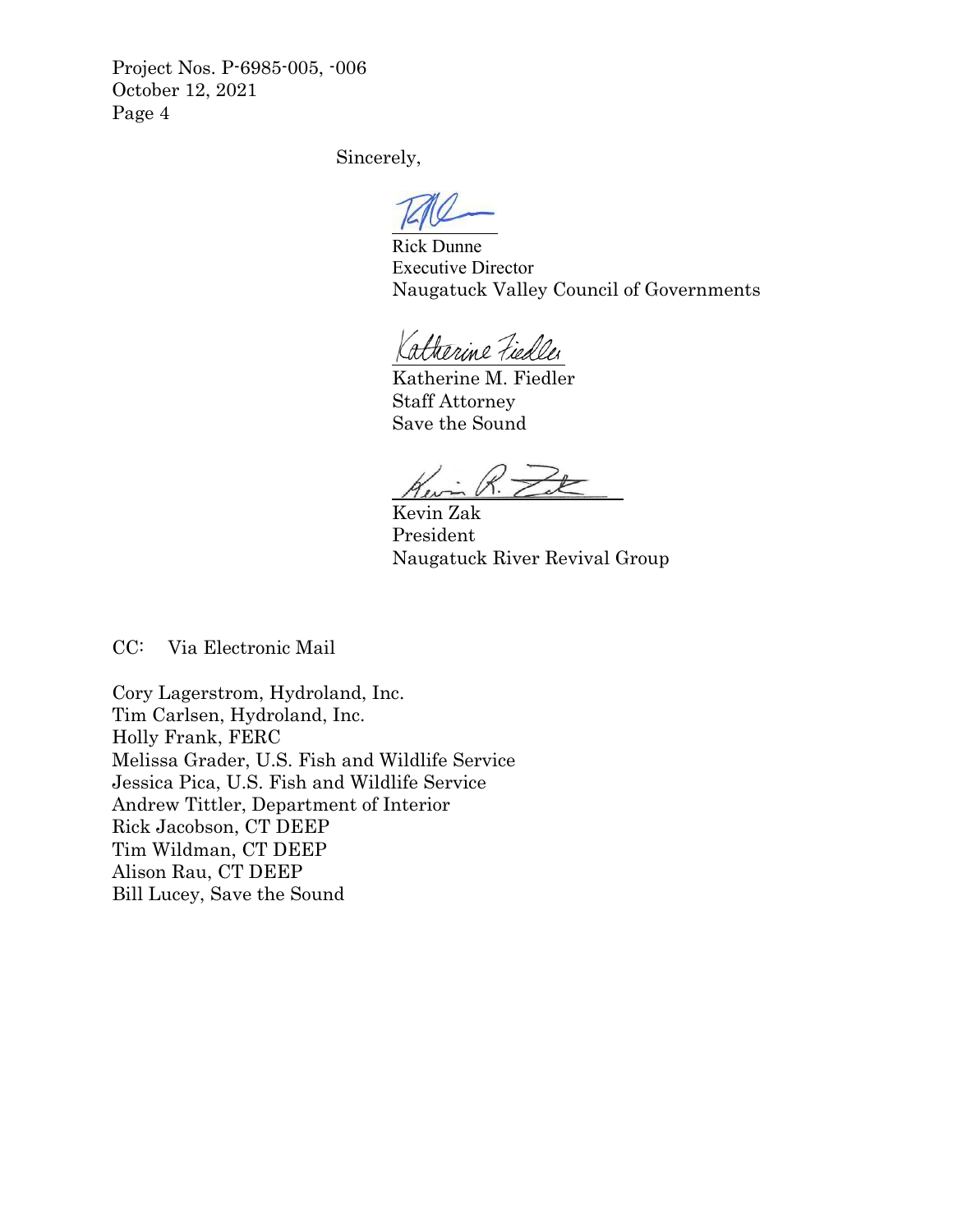Sincerely,

Rick Dunne
Executive Director
Naugatuck Valley Council of Governments

Katherine M. Fiedler
Staff Attorney
Save the Sound

Kevin Zak
President
Naugatuck River Revival Group

CC: Via Electronic Mail

Cory Lagerstrom, Hydroland, Inc.
Tim Carlsen, Hydroland, Inc.
Holly Frank, FERC
Melissa Grader, U.S. Fish and Wildlife Service
Jessica Pica, U.S. Fish and Wildlife Service
Andrew Tittler, Department of Interior
Rick Jacobson, CT DEEP
Tim Wildman, CT DEEP
Alison Rau, CT DEEP
Bill Lucey, Save the Sound